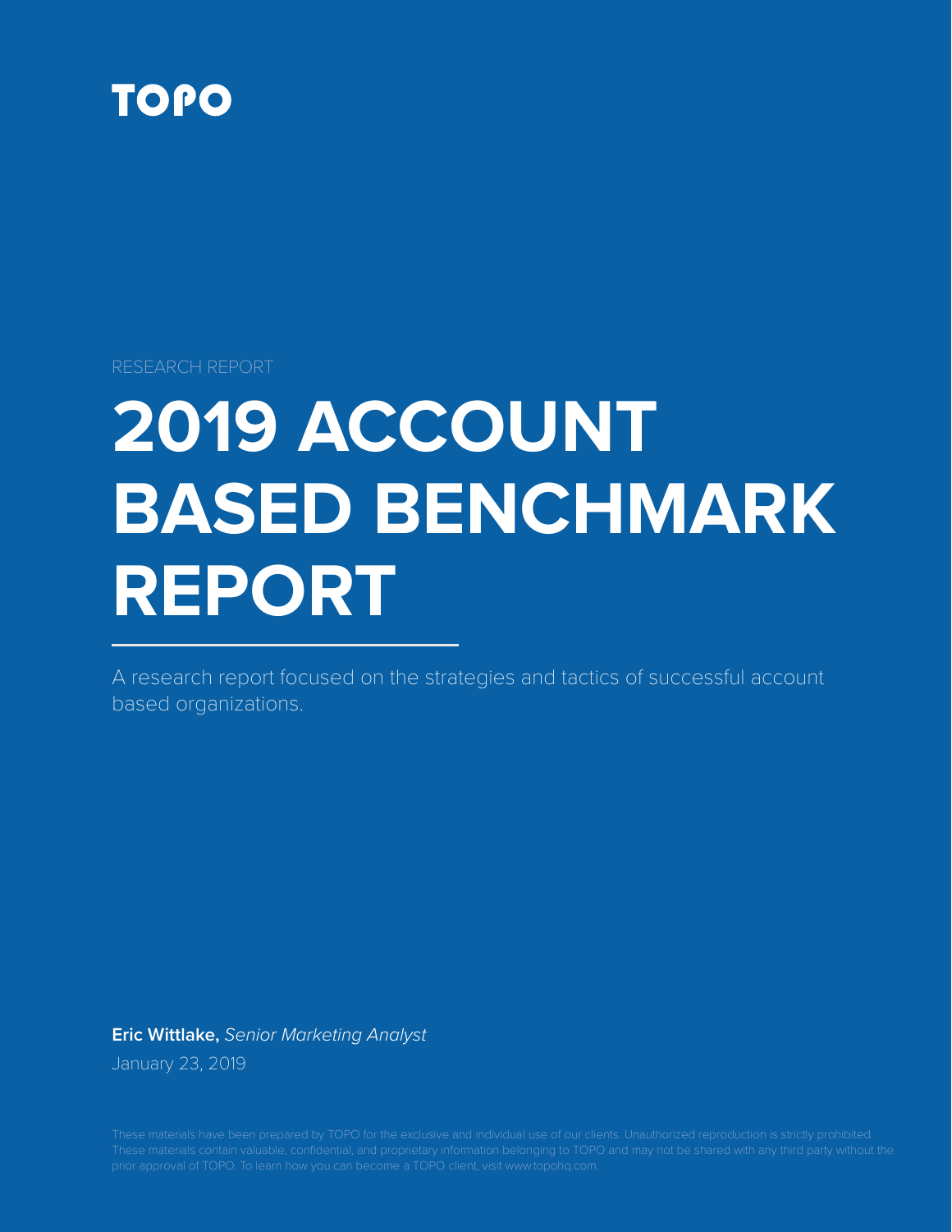TOPO

RESEARCH REPORT

# 2019 ACCOUNT BASED BENCHMARK REPORT

A research report focused on the strategies and tactics of successful account based organizations.

**Eric Wittlake,** *Senior Marketing Analyst*

January 23, 2019

These materials have been prepared by TOPO for the exclusive and individual use of our clients. Unauthorized reproduction is strictly prohibited. These materials contain valuable, confidential, and proprietary information belonging to TOPO and may not be shared with any third party without the prior approval of TOPO. To learn how you can become a TOPO client, visit www.topohq.com.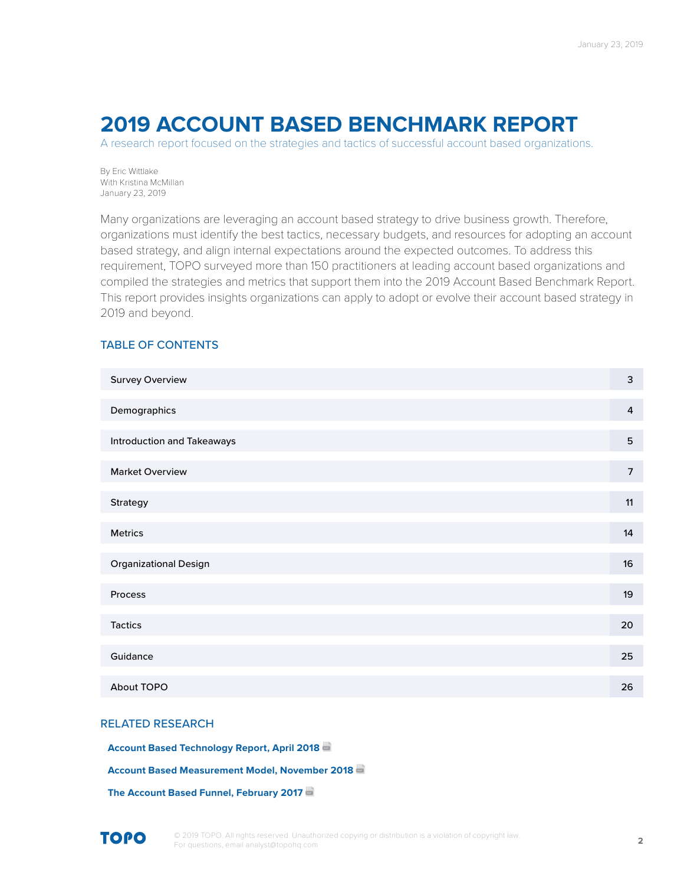# 2019 ACCOUNT BASED BENCHMARK REPORT

A research report focused on the strategies and tactics of successful account based organizations.

By Eric Wittlake
With Kristina McMillan
January 23, 2019

Many organizations are leveraging an account based strategy to drive business growth. Therefore, organizations must identify the best tactics, necessary budgets, and resources for adopting an account based strategy, and align internal expectations around the expected outcomes. To address this requirement, TOPO surveyed more than 150 practitioners at leading account based organizations and compiled the strategies and metrics that support them into the 2019 Account Based Benchmark Report. This report provides insights organizations can apply to adopt or evolve their account based strategy in 2019 and beyond.

## TABLE OF CONTENTS

| Section | Page |
| --- | --- |
| Survey Overview | 3 |
| Demographics | 4 |
| Introduction and Takeaways | 5 |
| Market Overview | 7 |
| Strategy | 11 |
| Metrics | 14 |
| Organizational Design | 16 |
| Process | 19 |
| Tactics | 20 |
| Guidance | 25 |
| About TOPO | 26 |

## RELATED RESEARCH

**Account Based Technology Report, April 2018**

**Account Based Measurement Model, November 2018**

**The Account Based Funnel, February 2017**

© 2019 TOPO. All rights reserved. Unauthorized copying or distribution is a violation of copyright law.
For questions, email analyst@topohq.com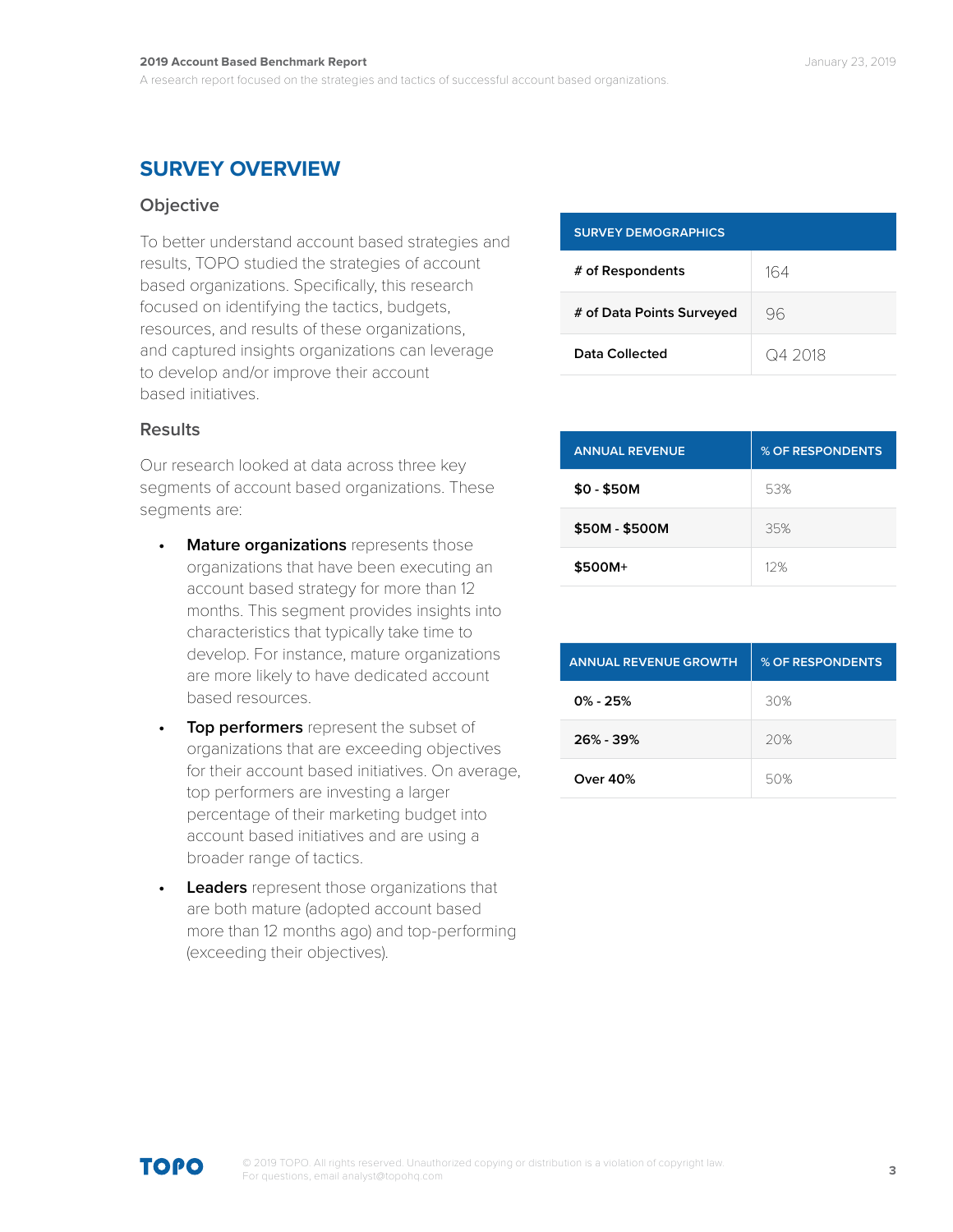## SURVEY OVERVIEW

### Objective

To better understand account based strategies and results, TOPO studied the strategies of account based organizations. Specifically, this research focused on identifying the tactics, budgets, resources, and results of these organizations, and captured insights organizations can leverage to develop and/or improve their account based initiatives.

### Results

Our research looked at data across three key segments of account based organizations. These segments are:

- **Mature organizations** represents those organizations that have been executing an account based strategy for more than 12 months. This segment provides insights into characteristics that typically take time to develop. For instance, mature organizations are more likely to have dedicated account based resources.
- **Top performers** represent the subset of organizations that are exceeding objectives for their account based initiatives. On average, top performers are investing a larger percentage of their marketing budget into account based initiatives and are using a broader range of tactics.
- **Leaders** represent those organizations that are both mature (adopted account based more than 12 months ago) and top-performing (exceeding their objectives).

| SURVEY DEMOGRAPHICS | |
|---|---|
| # of Respondents | 164 |
| # of Data Points Surveyed | 96 |
| Data Collected | Q4 2018 |

| ANNUAL REVENUE | % OF RESPONDENTS |
|---|---|
| $0 - $50M | 53% |
| $50M - $500M | 35% |
| $500M+ | 12% |

| ANNUAL REVENUE GROWTH | % OF RESPONDENTS |
|---|---|
| 0% - 25% | 30% |
| 26% - 39% | 20% |
| Over 40% | 50% |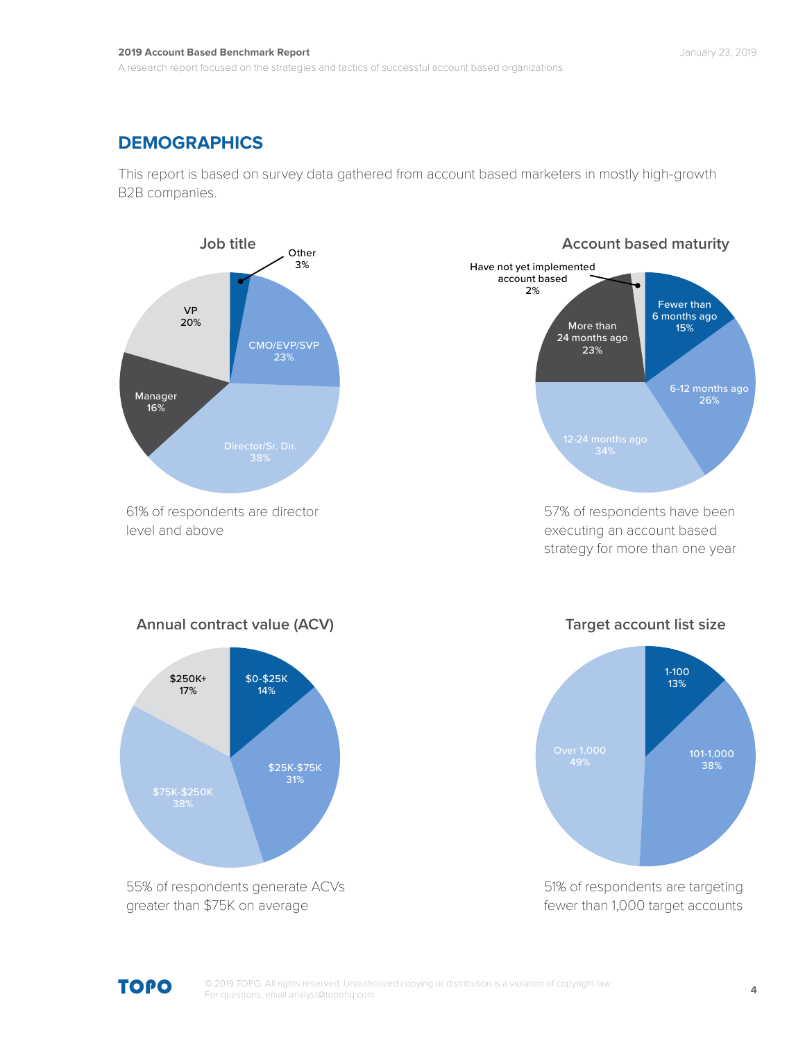## DEMOGRAPHICS

This report is based on survey data gathered from account based marketers in mostly high-growth B2B companies.

### Job title

- Other 3%
- CMO/EVP/SVP 23%
- Director/Sr. Dir. 38%
- Manager 16%
- VP 20%

61% of respondents are director level and above

### Account based maturity

- Have not yet implemented account based 2%
- Fewer than 6 months ago 15%
- 6-12 months ago 26%
- 12-24 months ago 34%
- More than 24 months ago 23%

57% of respondents have been executing an account based strategy for more than one year

### Annual contract value (ACV)

- $0-$25K 14%
- $25K-$75K 31%
- $75K-$250K 38%
- $250K+ 17%

55% of respondents generate ACVs greater than $75K on average

### Target account list size

- 1-100 13%
- 101-1,000 38%
- Over 1,000 49%

51% of respondents are targeting fewer than 1,000 target accounts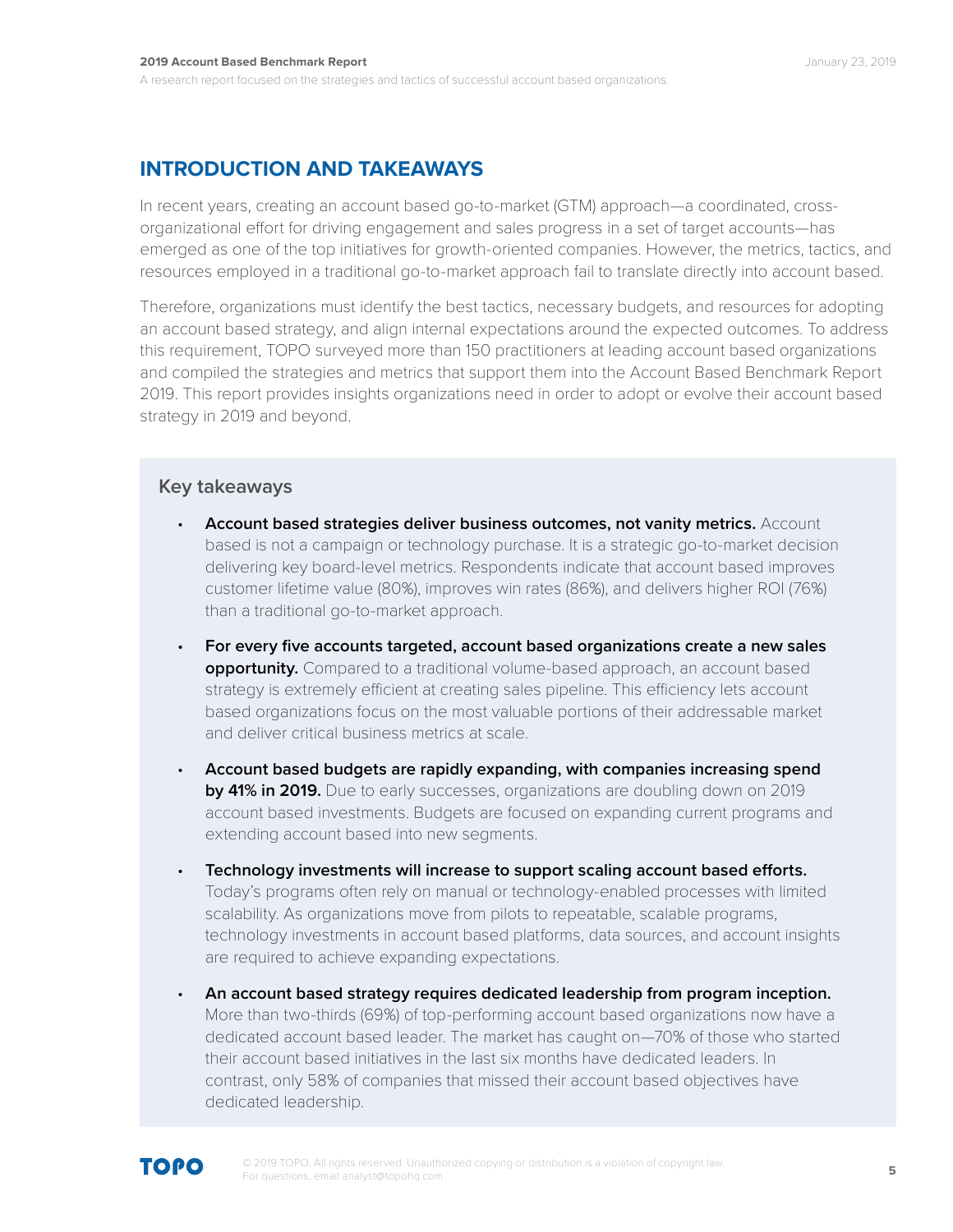## INTRODUCTION AND TAKEAWAYS

In recent years, creating an account based go-to-market (GTM) approach—a coordinated, cross-organizational effort for driving engagement and sales progress in a set of target accounts—has emerged as one of the top initiatives for growth-oriented companies. However, the metrics, tactics, and resources employed in a traditional go-to-market approach fail to translate directly into account based.

Therefore, organizations must identify the best tactics, necessary budgets, and resources for adopting an account based strategy, and align internal expectations around the expected outcomes. To address this requirement, TOPO surveyed more than 150 practitioners at leading account based organizations and compiled the strategies and metrics that support them into the Account Based Benchmark Report 2019. This report provides insights organizations need in order to adopt or evolve their account based strategy in 2019 and beyond.

### Key takeaways

- **Account based strategies deliver business outcomes, not vanity metrics.** Account based is not a campaign or technology purchase. It is a strategic go-to-market decision delivering key board-level metrics. Respondents indicate that account based improves customer lifetime value (80%), improves win rates (86%), and delivers higher ROI (76%) than a traditional go-to-market approach.
- **For every five accounts targeted, account based organizations create a new sales opportunity.** Compared to a traditional volume-based approach, an account based strategy is extremely efficient at creating sales pipeline. This efficiency lets account based organizations focus on the most valuable portions of their addressable market and deliver critical business metrics at scale.
- **Account based budgets are rapidly expanding, with companies increasing spend by 41% in 2019.** Due to early successes, organizations are doubling down on 2019 account based investments. Budgets are focused on expanding current programs and extending account based into new segments.
- **Technology investments will increase to support scaling account based efforts.** Today's programs often rely on manual or technology-enabled processes with limited scalability. As organizations move from pilots to repeatable, scalable programs, technology investments in account based platforms, data sources, and account insights are required to achieve expanding expectations.
- **An account based strategy requires dedicated leadership from program inception.** More than two-thirds (69%) of top-performing account based organizations now have a dedicated account based leader. The market has caught on—70% of those who started their account based initiatives in the last six months have dedicated leaders. In contrast, only 58% of companies that missed their account based objectives have dedicated leadership.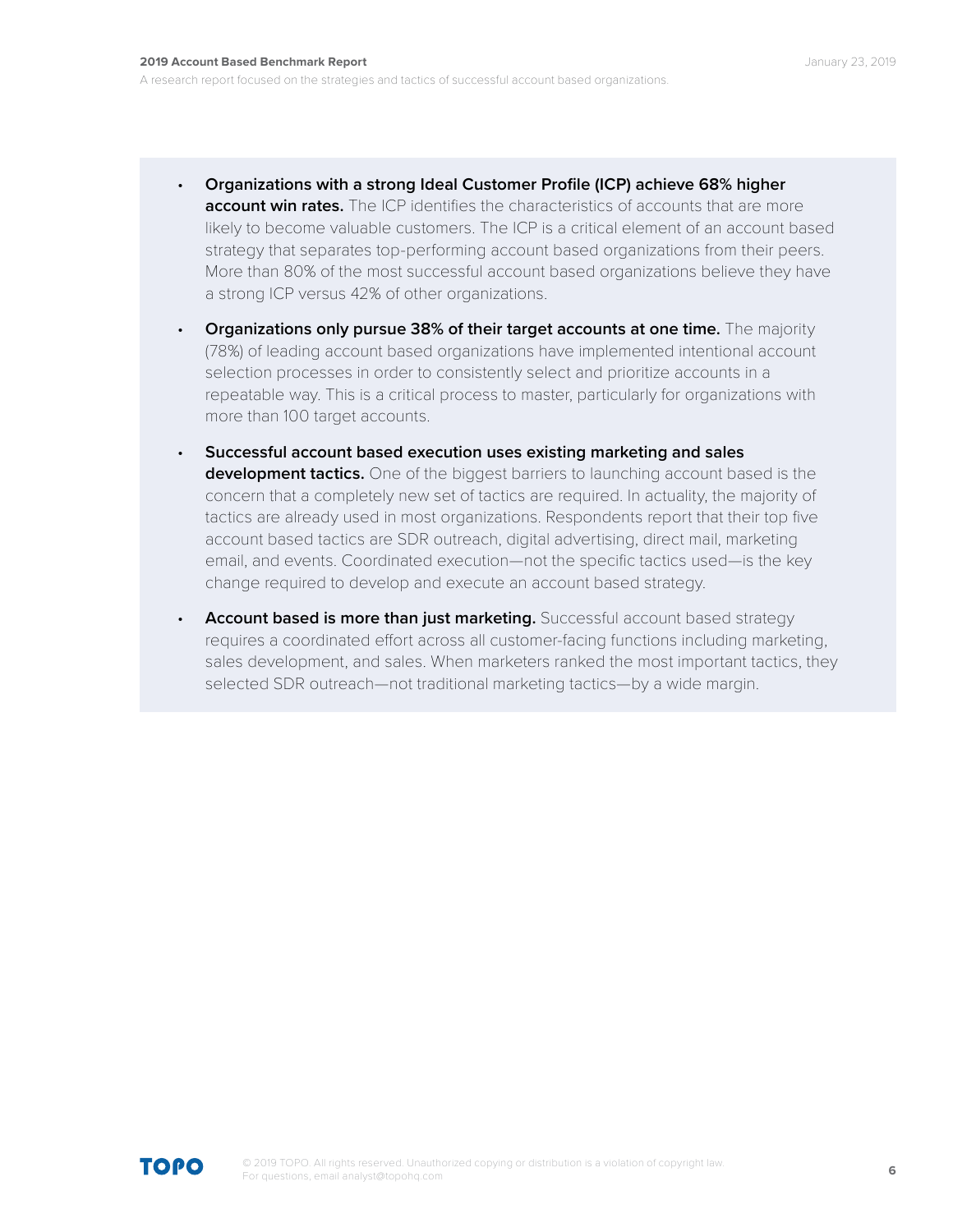- **Organizations with a strong Ideal Customer Profile (ICP) achieve 68% higher account win rates.** The ICP identifies the characteristics of accounts that are more likely to become valuable customers. The ICP is a critical element of an account based strategy that separates top-performing account based organizations from their peers. More than 80% of the most successful account based organizations believe they have a strong ICP versus 42% of other organizations.

- **Organizations only pursue 38% of their target accounts at one time.** The majority (78%) of leading account based organizations have implemented intentional account selection processes in order to consistently select and prioritize accounts in a repeatable way. This is a critical process to master, particularly for organizations with more than 100 target accounts.

- **Successful account based execution uses existing marketing and sales development tactics.** One of the biggest barriers to launching account based is the concern that a completely new set of tactics are required. In actuality, the majority of tactics are already used in most organizations. Respondents report that their top five account based tactics are SDR outreach, digital advertising, direct mail, marketing email, and events. Coordinated execution—not the specific tactics used—is the key change required to develop and execute an account based strategy.

- **Account based is more than just marketing.** Successful account based strategy requires a coordinated effort across all customer-facing functions including marketing, sales development, and sales. When marketers ranked the most important tactics, they selected SDR outreach—not traditional marketing tactics—by a wide margin.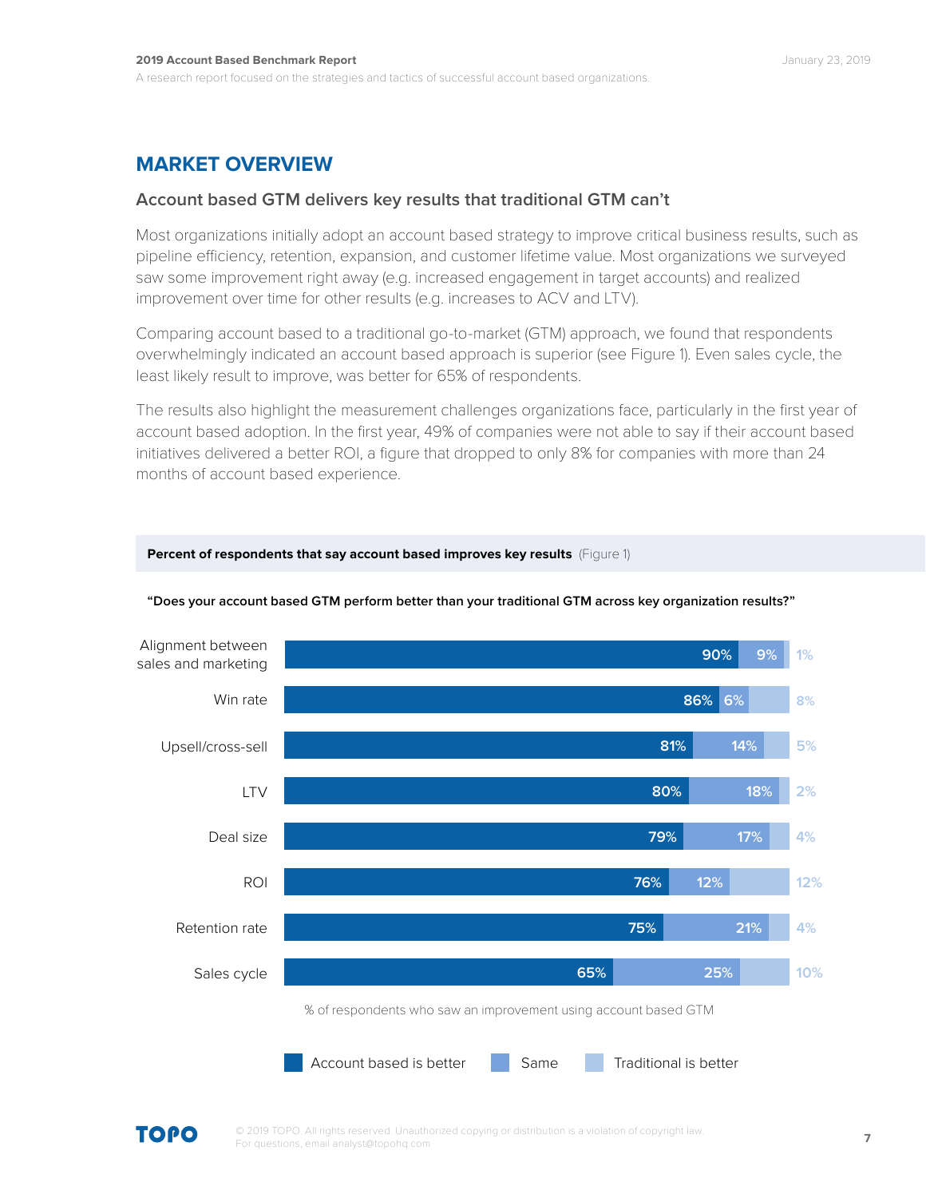## MARKET OVERVIEW

### Account based GTM delivers key results that traditional GTM can't

Most organizations initially adopt an account based strategy to improve critical business results, such as pipeline efficiency, retention, expansion, and customer lifetime value. Most organizations we surveyed saw some improvement right away (e.g. increased engagement in target accounts) and realized improvement over time for other results (e.g. increases to ACV and LTV).

Comparing account based to a traditional go-to-market (GTM) approach, we found that respondents overwhelmingly indicated an account based approach is superior (see Figure 1). Even sales cycle, the least likely result to improve, was better for 65% of respondents.

The results also highlight the measurement challenges organizations face, particularly in the first year of account based adoption. In the first year, 49% of companies were not able to say if their account based initiatives delivered a better ROI, a figure that dropped to only 8% for companies with more than 24 months of account based experience.

**Percent of respondents that say account based improves key results** (Figure 1)

**"Does your account based GTM perform better than your traditional GTM across key organization results?"**

| | Account based is better | Same | Traditional is better |
|---|---|---|---|
| Alignment between sales and marketing | 90% | 9% | 1% |
| Win rate | 86% | 6% | 8% |
| Upsell/cross-sell | 81% | 14% | 5% |
| LTV | 80% | 18% | 2% |
| Deal size | 79% | 17% | 4% |
| ROI | 76% | 12% | 12% |
| Retention rate | 75% | 21% | 4% |
| Sales cycle | 65% | 25% | 10% |

% of respondents who saw an improvement using account based GTM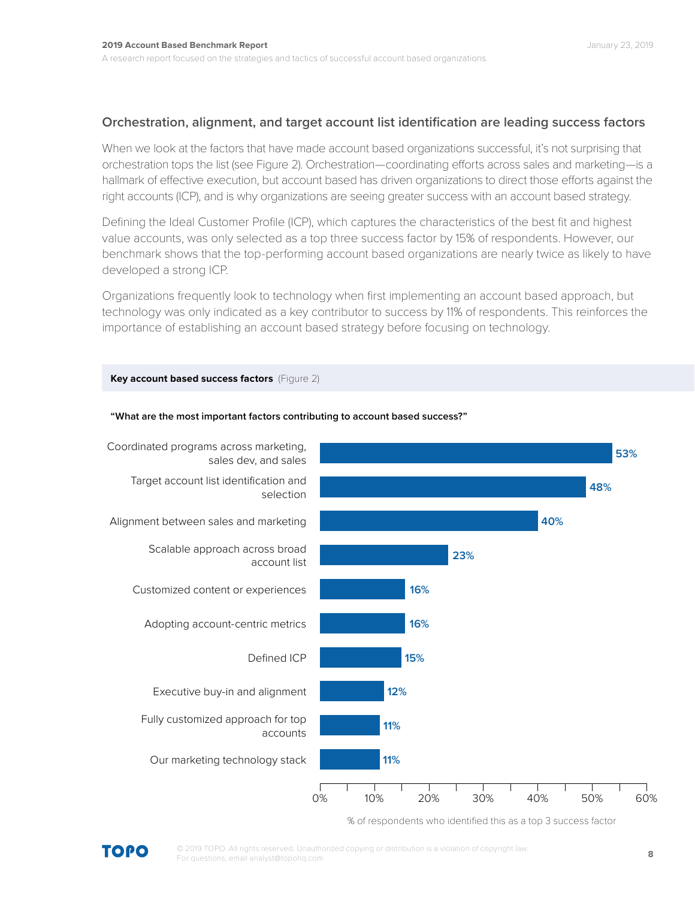## Orchestration, alignment, and target account list identification are leading success factors

When we look at the factors that have made account based organizations successful, it's not surprising that orchestration tops the list (see Figure 2). Orchestration—coordinating efforts across sales and marketing—is a hallmark of effective execution, but account based has driven organizations to direct those efforts against the right accounts (ICP), and is why organizations are seeing greater success with an account based strategy.

Defining the Ideal Customer Profile (ICP), which captures the characteristics of the best fit and highest value accounts, was only selected as a top three success factor by 15% of respondents. However, our benchmark shows that the top-performing account based organizations are nearly twice as likely to have developed a strong ICP.

Organizations frequently look to technology when first implementing an account based approach, but technology was only indicated as a key contributor to success by 11% of respondents. This reinforces the importance of establishing an account based strategy before focusing on technology.

**Key account based success factors** (Figure 2)

**"What are the most important factors contributing to account based success?"**

| Factor | % of respondents who identified this as a top 3 success factor |
|---|---|
| Coordinated programs across marketing, sales dev, and sales | 53% |
| Target account list identification and selection | 48% |
| Alignment between sales and marketing | 40% |
| Scalable approach across broad account list | 23% |
| Customized content or experiences | 16% |
| Adopting account-centric metrics | 16% |
| Defined ICP | 15% |
| Executive buy-in and alignment | 12% |
| Fully customized approach for top accounts | 11% |
| Our marketing technology stack | 11% |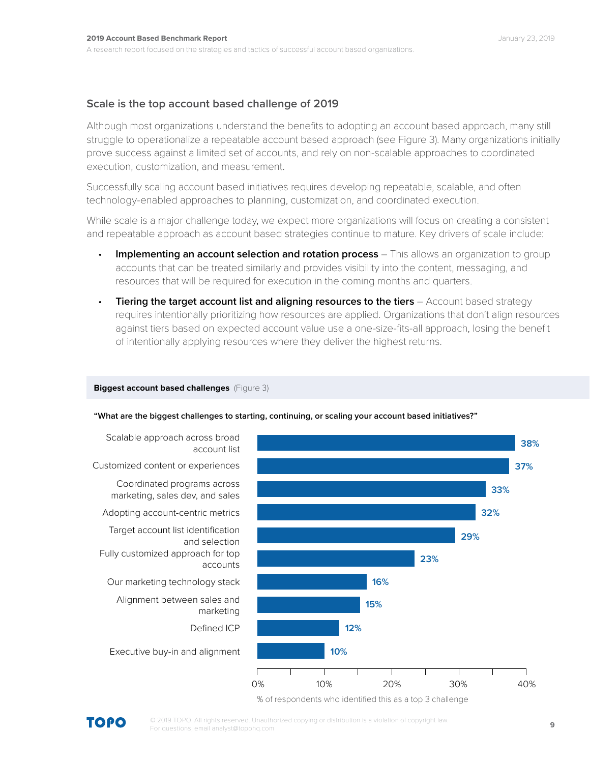## Scale is the top account based challenge of 2019

Although most organizations understand the benefits to adopting an account based approach, many still struggle to operationalize a repeatable account based approach (see Figure 3). Many organizations initially prove success against a limited set of accounts, and rely on non-scalable approaches to coordinated execution, customization, and measurement.

Successfully scaling account based initiatives requires developing repeatable, scalable, and often technology-enabled approaches to planning, customization, and coordinated execution.

While scale is a major challenge today, we expect more organizations will focus on creating a consistent and repeatable approach as account based strategies continue to mature. Key drivers of scale include:

- **Implementing an account selection and rotation process** – This allows an organization to group accounts that can be treated similarly and provides visibility into the content, messaging, and resources that will be required for execution in the coming months and quarters.
- **Tiering the target account list and aligning resources to the tiers** – Account based strategy requires intentionally prioritizing how resources are applied. Organizations that don't align resources against tiers based on expected account value use a one-size-fits-all approach, losing the benefit of intentionally applying resources where they deliver the highest returns.

**Biggest account based challenges** (Figure 3)

**"What are the biggest challenges to starting, continuing, or scaling your account based initiatives?"**

| Challenge | % of respondents who identified this as a top 3 challenge |
|---|---|
| Scalable approach across broad account list | 38% |
| Customized content or experiences | 37% |
| Coordinated programs across marketing, sales dev, and sales | 33% |
| Adopting account-centric metrics | 32% |
| Target account list identification and selection | 29% |
| Fully customized approach for top accounts | 23% |
| Our marketing technology stack | 16% |
| Alignment between sales and marketing | 15% |
| Defined ICP | 12% |
| Executive buy-in and alignment | 10% |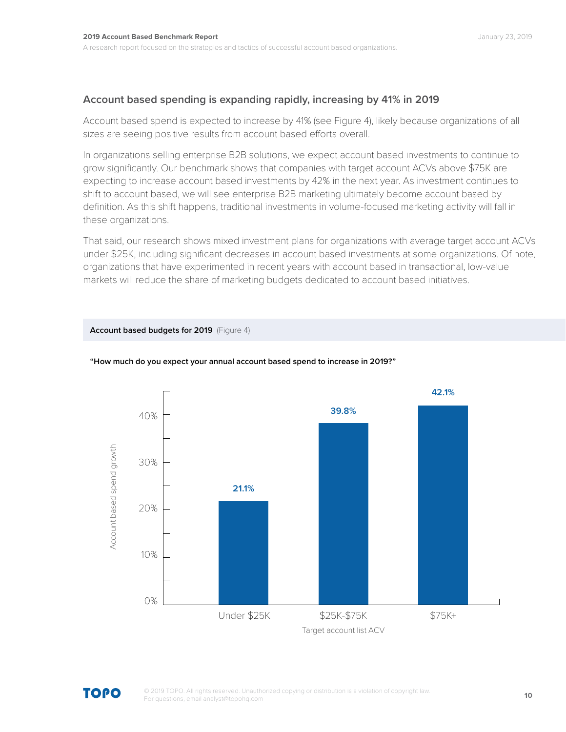## Account based spending is expanding rapidly, increasing by 41% in 2019

Account based spend is expected to increase by 41% (see Figure 4), likely because organizations of all sizes are seeing positive results from account based efforts overall.

In organizations selling enterprise B2B solutions, we expect account based investments to continue to grow significantly. Our benchmark shows that companies with target account ACVs above $75K are expecting to increase account based investments by 42% in the next year. As investment continues to shift to account based, we will see enterprise B2B marketing ultimately become account based by definition. As this shift happens, traditional investments in volume-focused marketing activity will fall in these organizations.

That said, our research shows mixed investment plans for organizations with average target account ACVs under $25K, including significant decreases in account based investments at some organizations. Of note, organizations that have experimented in recent years with account based in transactional, low-value markets will reduce the share of marketing budgets dedicated to account based initiatives.

**Account based budgets for 2019** (Figure 4)

**"How much do you expect your annual account based spend to increase in 2019?"**

| Target account list ACV | Account based spend growth |
| --- | --- |
| Under $25K | 21.1% |
| $25K-$75K | 39.8% |
| $75K+ | 42.1% |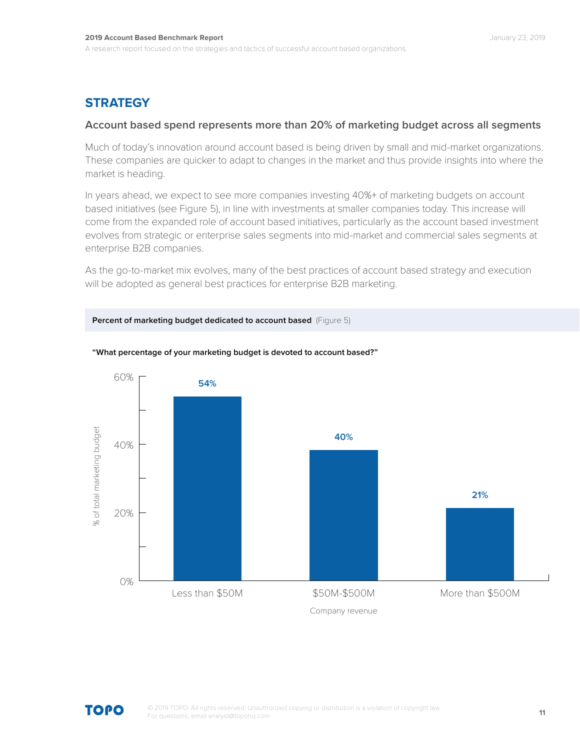## STRATEGY

### Account based spend represents more than 20% of marketing budget across all segments

Much of today's innovation around account based is being driven by small and mid-market organizations. These companies are quicker to adapt to changes in the market and thus provide insights into where the market is heading.

In years ahead, we expect to see more companies investing 40%+ of marketing budgets on account based initiatives (see Figure 5), in line with investments at smaller companies today. This increase will come from the expanded role of account based initiatives, particularly as the account based investment evolves from strategic or enterprise sales segments into mid-market and commercial sales segments at enterprise B2B companies.

As the go-to-market mix evolves, many of the best practices of account based strategy and execution will be adopted as general best practices for enterprise B2B marketing.

**Percent of marketing budget dedicated to account based** (Figure 5)

**"What percentage of your marketing budget is devoted to account based?"**

| Company revenue | % of total marketing budget |
|---|---|
| Less than $50M | 54% |
| $50M-$500M | 40% |
| More than $500M | 21% |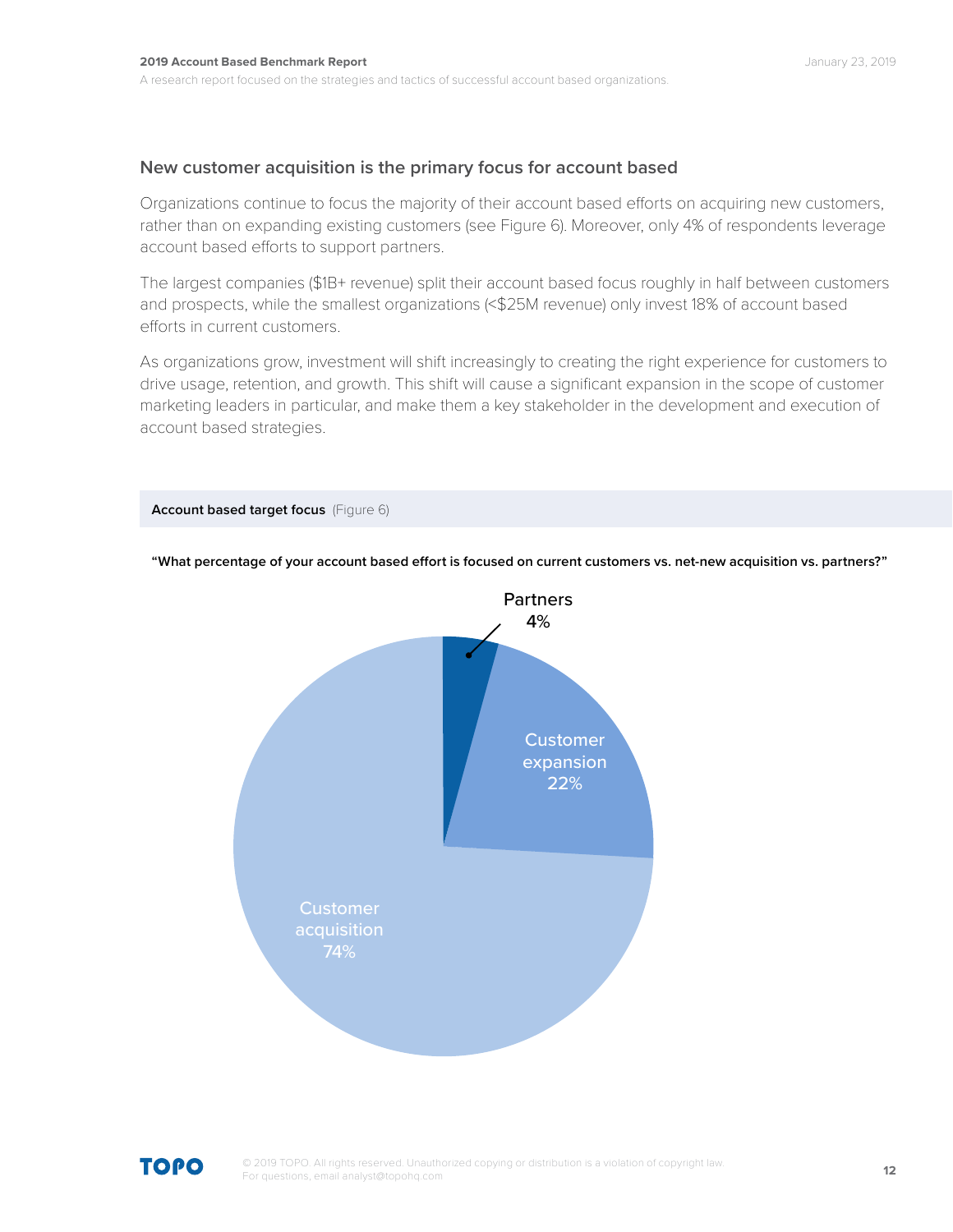## New customer acquisition is the primary focus for account based

Organizations continue to focus the majority of their account based efforts on acquiring new customers, rather than on expanding existing customers (see Figure 6). Moreover, only 4% of respondents leverage account based efforts to support partners.

The largest companies ($1B+ revenue) split their account based focus roughly in half between customers and prospects, while the smallest organizations (<$25M revenue) only invest 18% of account based efforts in current customers.

As organizations grow, investment will shift increasingly to creating the right experience for customers to drive usage, retention, and growth. This shift will cause a significant expansion in the scope of customer marketing leaders in particular, and make them a key stakeholder in the development and execution of account based strategies.

**Account based target focus** (Figure 6)

**"What percentage of your account based effort is focused on current customers vs. net-new acquisition vs. partners?"**

| Focus | Percentage |
|---|---|
| Customer acquisition | 74% |
| Customer expansion | 22% |
| Partners | 4% |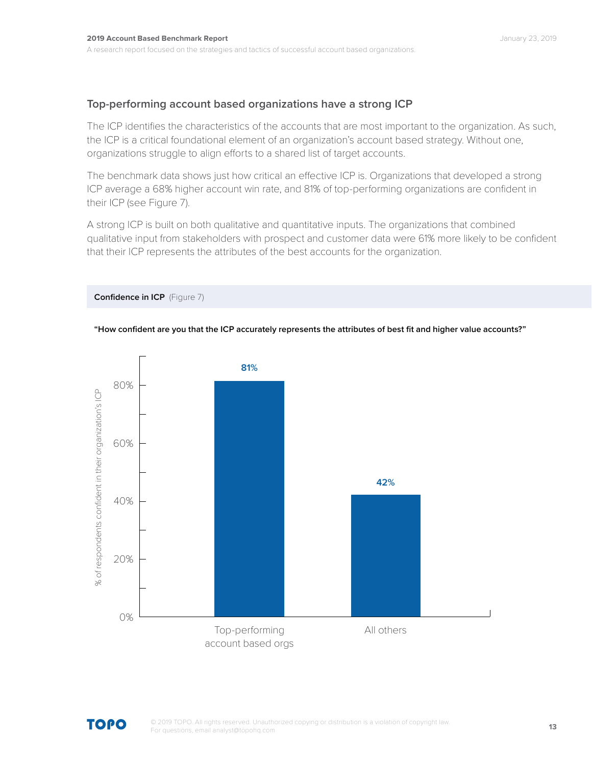## Top-performing account based organizations have a strong ICP

The ICP identifies the characteristics of the accounts that are most important to the organization. As such, the ICP is a critical foundational element of an organization's account based strategy. Without one, organizations struggle to align efforts to a shared list of target accounts.

The benchmark data shows just how critical an effective ICP is. Organizations that developed a strong ICP average a 68% higher account win rate, and 81% of top-performing organizations are confident in their ICP (see Figure 7).

A strong ICP is built on both qualitative and quantitative inputs. The organizations that combined qualitative input from stakeholders with prospect and customer data were 61% more likely to be confident that their ICP represents the attributes of the best accounts for the organization.

**Confidence in ICP** (Figure 7)

**"How confident are you that the ICP accurately represents the attributes of best fit and higher value accounts?"**

| | % of respondents confident in their organization's ICP |
|---|---|
| Top-performing account based orgs | 81% |
| All others | 42% |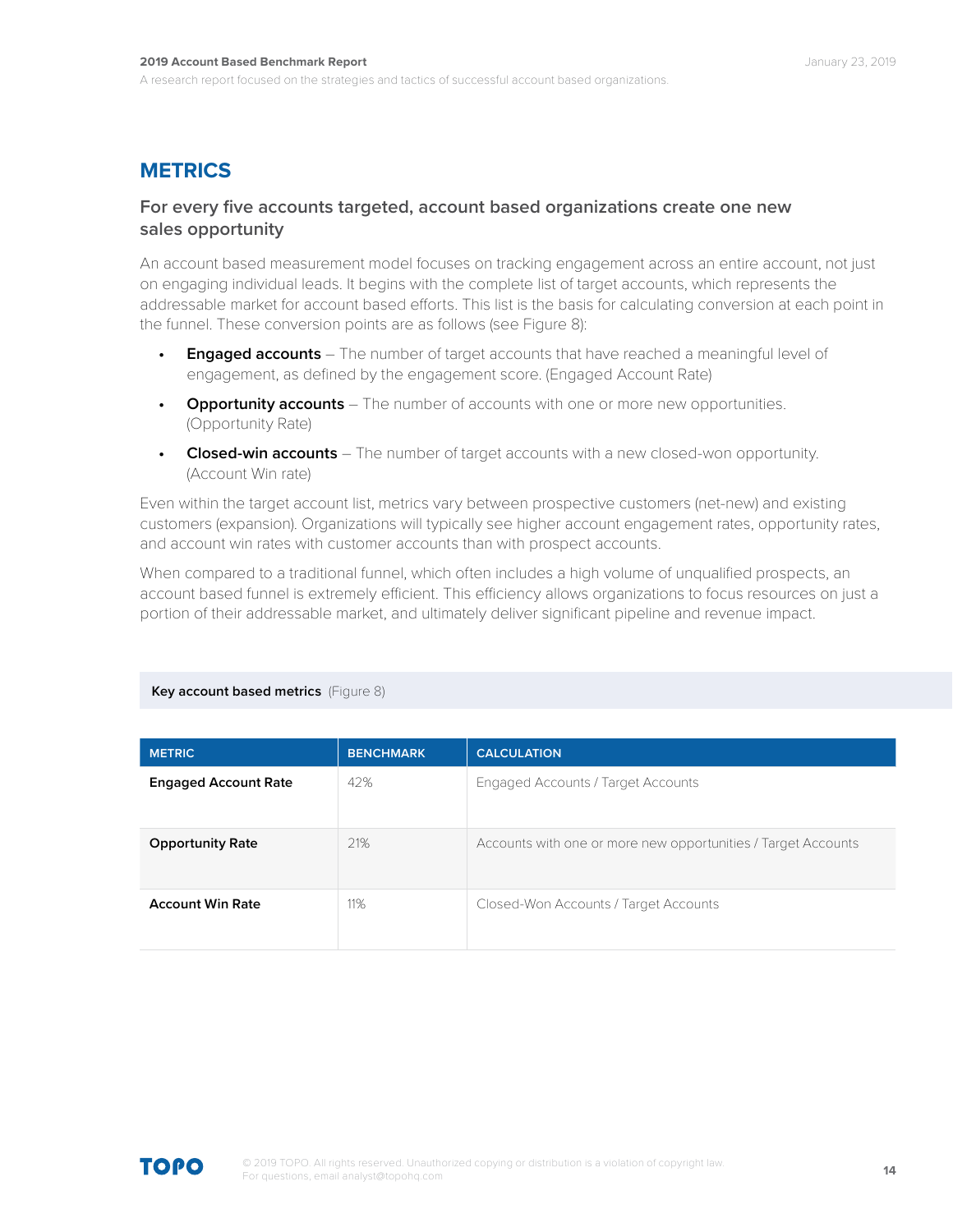## METRICS

### For every five accounts targeted, account based organizations create one new sales opportunity

An account based measurement model focuses on tracking engagement across an entire account, not just on engaging individual leads. It begins with the complete list of target accounts, which represents the addressable market for account based efforts. This list is the basis for calculating conversion at each point in the funnel. These conversion points are as follows (see Figure 8):

- **Engaged accounts** – The number of target accounts that have reached a meaningful level of engagement, as defined by the engagement score. (Engaged Account Rate)
- **Opportunity accounts** – The number of accounts with one or more new opportunities. (Opportunity Rate)
- **Closed-win accounts** – The number of target accounts with a new closed-won opportunity. (Account Win rate)

Even within the target account list, metrics vary between prospective customers (net-new) and existing customers (expansion). Organizations will typically see higher account engagement rates, opportunity rates, and account win rates with customer accounts than with prospect accounts.

When compared to a traditional funnel, which often includes a high volume of unqualified prospects, an account based funnel is extremely efficient. This efficiency allows organizations to focus resources on just a portion of their addressable market, and ultimately deliver significant pipeline and revenue impact.

**Key account based metrics** (Figure 8)

| METRIC | BENCHMARK | CALCULATION |
|---|---|---|
| **Engaged Account Rate** | 42% | Engaged Accounts / Target Accounts |
| **Opportunity Rate** | 21% | Accounts with one or more new opportunities / Target Accounts |
| **Account Win Rate** | 11% | Closed-Won Accounts / Target Accounts |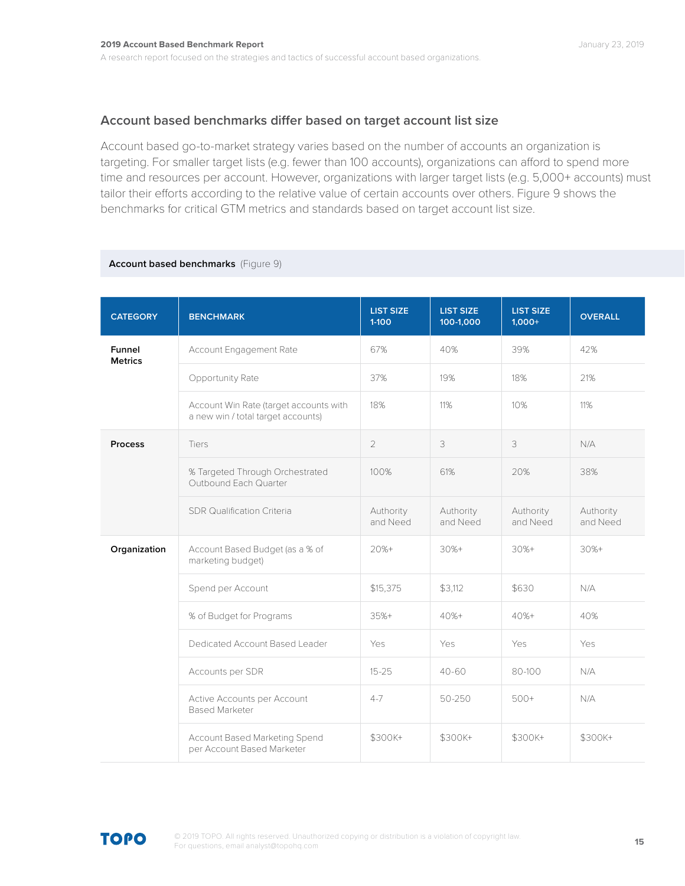## Account based benchmarks differ based on target account list size

Account based go-to-market strategy varies based on the number of accounts an organization is targeting. For smaller target lists (e.g. fewer than 100 accounts), organizations can afford to spend more time and resources per account. However, organizations with larger target lists (e.g. 5,000+ accounts) must tailor their efforts according to the relative value of certain accounts over others. Figure 9 shows the benchmarks for critical GTM metrics and standards based on target account list size.

**Account based benchmarks** (Figure 9)

| CATEGORY | BENCHMARK | LIST SIZE 1-100 | LIST SIZE 100-1,000 | LIST SIZE 1,000+ | OVERALL |
|---|---|---|---|---|---|
| **Funnel Metrics** | Account Engagement Rate | 67% | 40% | 39% | 42% |
| | Opportunity Rate | 37% | 19% | 18% | 21% |
| | Account Win Rate (target accounts with a new win / total target accounts) | 18% | 11% | 10% | 11% |
| **Process** | Tiers | 2 | 3 | 3 | N/A |
| | % Targeted Through Orchestrated Outbound Each Quarter | 100% | 61% | 20% | 38% |
| | SDR Qualification Criteria | Authority and Need | Authority and Need | Authority and Need | Authority and Need |
| **Organization** | Account Based Budget (as a % of marketing budget) | 20%+ | 30%+ | 30%+ | 30%+ |
| | Spend per Account | $15,375 | $3,112 | $630 | N/A |
| | % of Budget for Programs | 35%+ | 40%+ | 40%+ | 40% |
| | Dedicated Account Based Leader | Yes | Yes | Yes | Yes |
| | Accounts per SDR | 15-25 | 40-60 | 80-100 | N/A |
| | Active Accounts per Account Based Marketer | 4-7 | 50-250 | 500+ | N/A |
| | Account Based Marketing Spend per Account Based Marketer | $300K+ | $300K+ | $300K+ | $300K+ |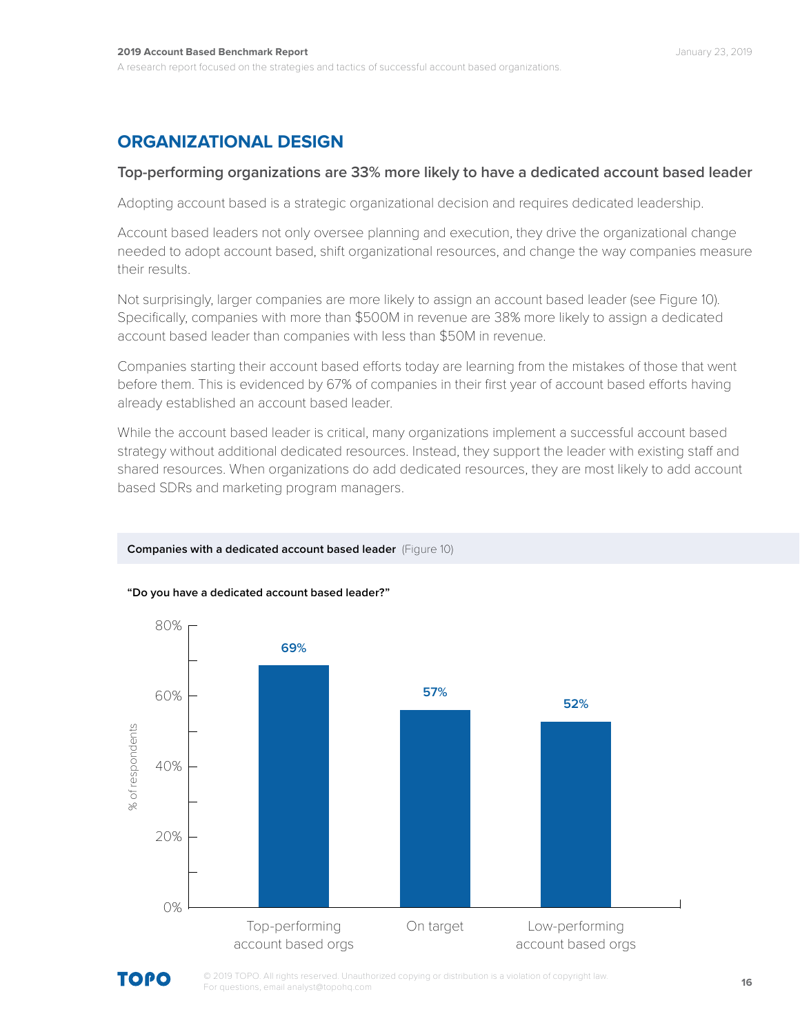## ORGANIZATIONAL DESIGN

### Top-performing organizations are 33% more likely to have a dedicated account based leader

Adopting account based is a strategic organizational decision and requires dedicated leadership.

Account based leaders not only oversee planning and execution, they drive the organizational change needed to adopt account based, shift organizational resources, and change the way companies measure their results.

Not surprisingly, larger companies are more likely to assign an account based leader (see Figure 10). Specifically, companies with more than $500M in revenue are 38% more likely to assign a dedicated account based leader than companies with less than $50M in revenue.

Companies starting their account based efforts today are learning from the mistakes of those that went before them. This is evidenced by 67% of companies in their first year of account based efforts having already established an account based leader.

While the account based leader is critical, many organizations implement a successful account based strategy without additional dedicated resources. Instead, they support the leader with existing staff and shared resources. When organizations do add dedicated resources, they are most likely to add account based SDRs and marketing program managers.

**Companies with a dedicated account based leader** (Figure 10)

**"Do you have a dedicated account based leader?"**

| | % of respondents |
|---|---|
| Top-performing account based orgs | 69% |
| On target | 57% |
| Low-performing account based orgs | 52% |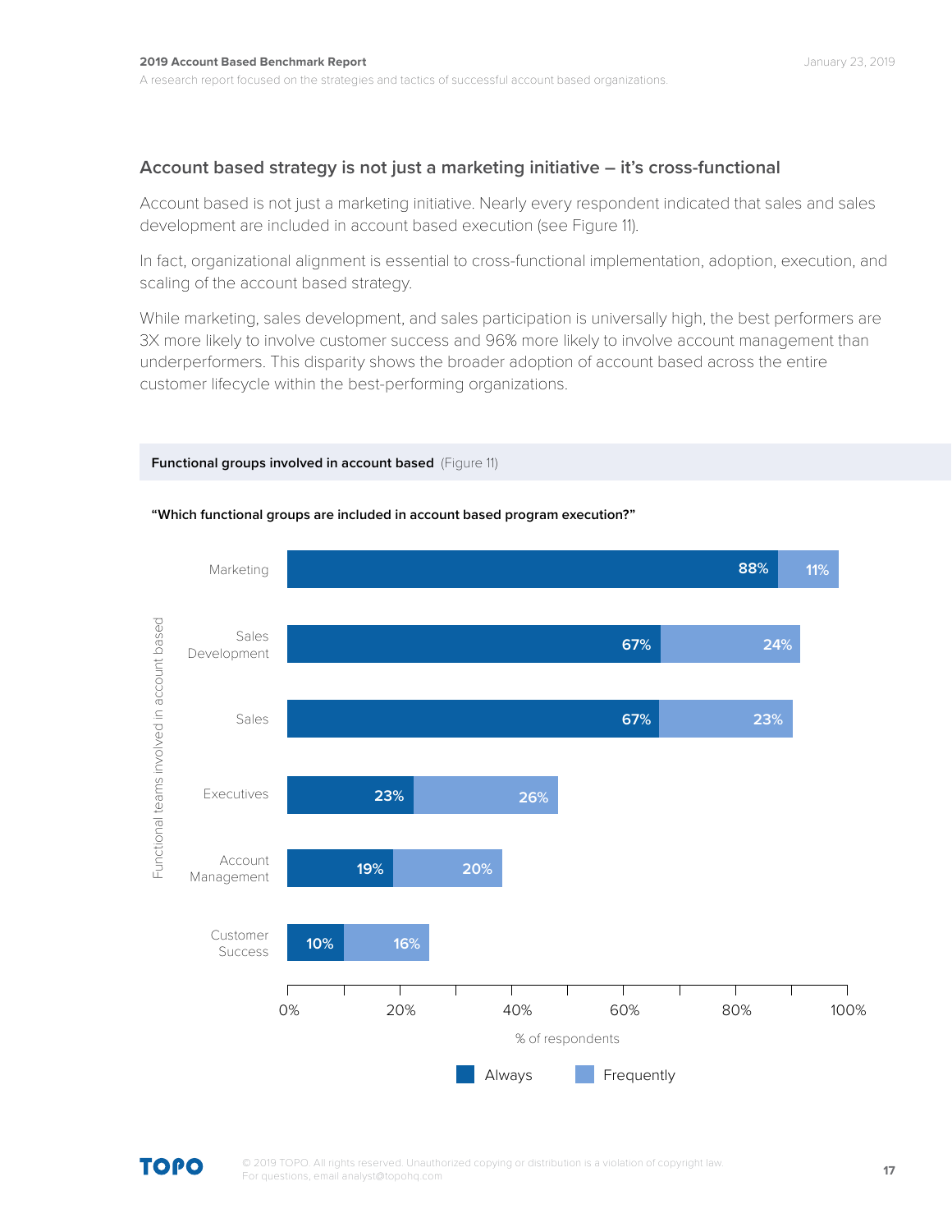## Account based strategy is not just a marketing initiative – it's cross-functional

Account based is not just a marketing initiative. Nearly every respondent indicated that sales and sales development are included in account based execution (see Figure 11).

In fact, organizational alignment is essential to cross-functional implementation, adoption, execution, and scaling of the account based strategy.

While marketing, sales development, and sales participation is universally high, the best performers are 3X more likely to involve customer success and 96% more likely to involve account management than underperformers. This disparity shows the broader adoption of account based across the entire customer lifecycle within the best-performing organizations.

**Functional groups involved in account based** (Figure 11)

**"Which functional groups are included in account based program execution?"**

| Functional teams involved in account based | Always | Frequently |
| --- | --- | --- |
| Marketing | 88% | 11% |
| Sales Development | 67% | 24% |
| Sales | 67% | 23% |
| Executives | 23% | 26% |
| Account Management | 19% | 20% |
| Customer Success | 10% | 16% |

% of respondents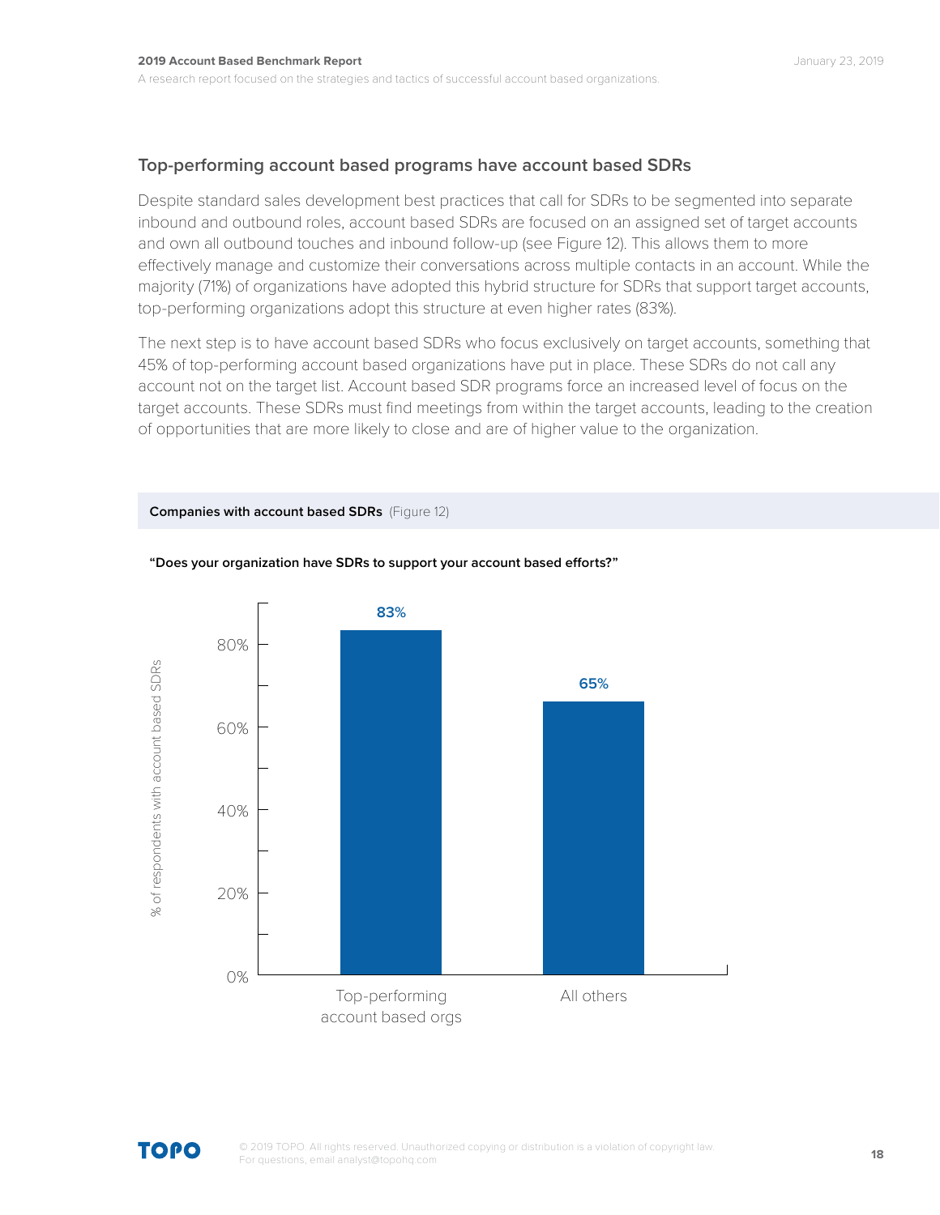## Top-performing account based programs have account based SDRs

Despite standard sales development best practices that call for SDRs to be segmented into separate inbound and outbound roles, account based SDRs are focused on an assigned set of target accounts and own all outbound touches and inbound follow-up (see Figure 12). This allows them to more effectively manage and customize their conversations across multiple contacts in an account. While the majority (71%) of organizations have adopted this hybrid structure for SDRs that support target accounts, top-performing organizations adopt this structure at even higher rates (83%).

The next step is to have account based SDRs who focus exclusively on target accounts, something that 45% of top-performing account based organizations have put in place. These SDRs do not call any account not on the target list. Account based SDR programs force an increased level of focus on the target accounts. These SDRs must find meetings from within the target accounts, leading to the creation of opportunities that are more likely to close and are of higher value to the organization.

**Companies with account based SDRs** (Figure 12)

**"Does your organization have SDRs to support your account based efforts?"**

| | % of respondents with account based SDRs |
|---|---|
| Top-performing account based orgs | 83% |
| All others | 65% |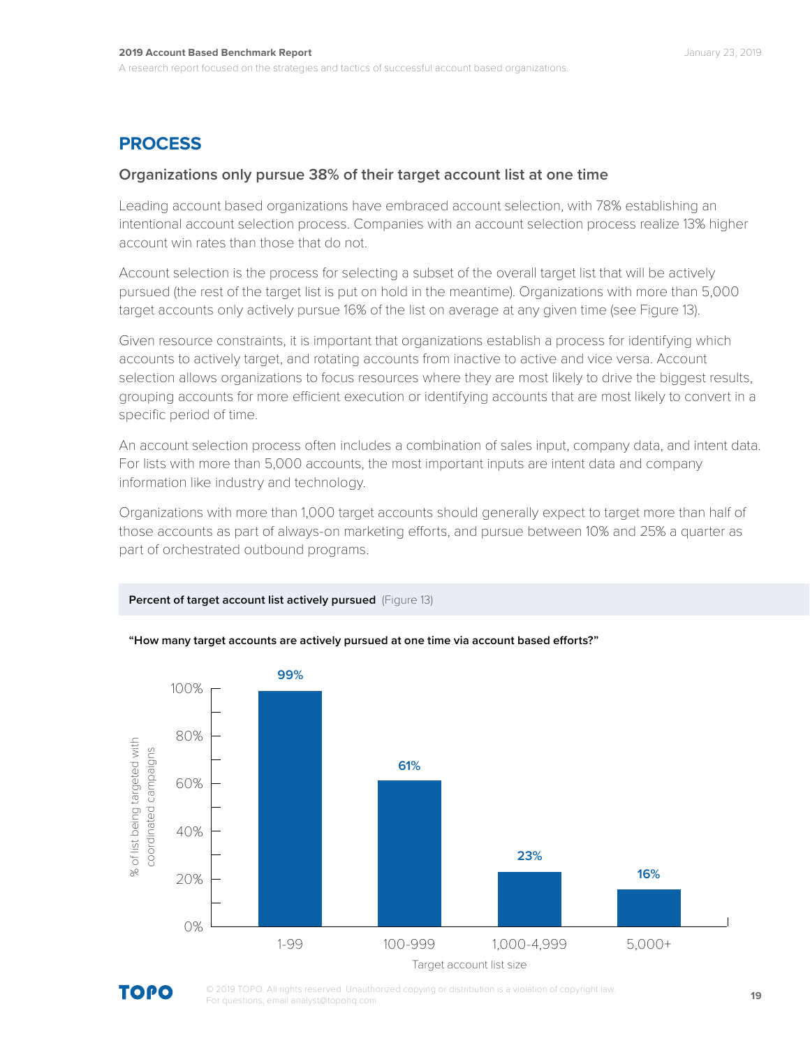## PROCESS

### Organizations only pursue 38% of their target account list at one time

Leading account based organizations have embraced account selection, with 78% establishing an intentional account selection process. Companies with an account selection process realize 13% higher account win rates than those that do not.

Account selection is the process for selecting a subset of the overall target list that will be actively pursued (the rest of the target list is put on hold in the meantime). Organizations with more than 5,000 target accounts only actively pursue 16% of the list on average at any given time (see Figure 13).

Given resource constraints, it is important that organizations establish a process for identifying which accounts to actively target, and rotating accounts from inactive to active and vice versa. Account selection allows organizations to focus resources where they are most likely to drive the biggest results, grouping accounts for more efficient execution or identifying accounts that are most likely to convert in a specific period of time.

An account selection process often includes a combination of sales input, company data, and intent data. For lists with more than 5,000 accounts, the most important inputs are intent data and company information like industry and technology.

Organizations with more than 1,000 target accounts should generally expect to target more than half of those accounts as part of always-on marketing efforts, and pursue between 10% and 25% a quarter as part of orchestrated outbound programs.

**Percent of target account list actively pursued** (Figure 13)

**"How many target accounts are actively pursued at one time via account based efforts?"**

| Target account list size | % of list being targeted with coordinated campaigns |
| --- | --- |
| 1-99 | 99% |
| 100-999 | 61% |
| 1,000-4,999 | 23% |
| 5,000+ | 16% |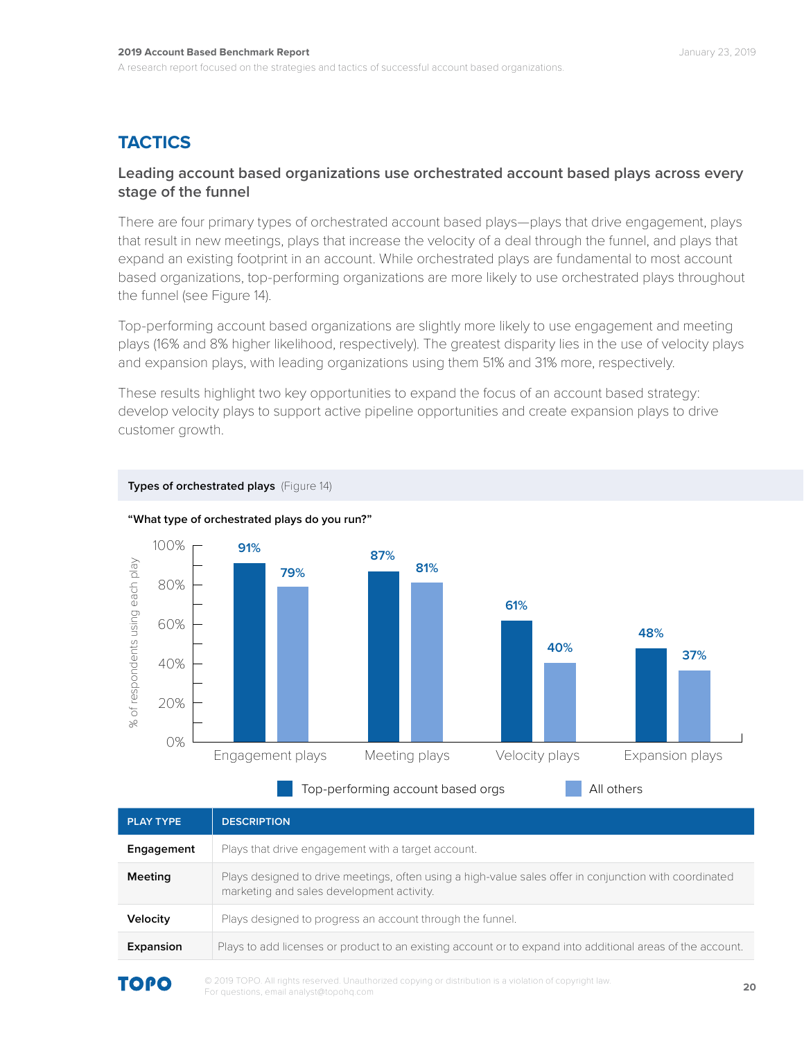## TACTICS

### Leading account based organizations use orchestrated account based plays across every stage of the funnel

There are four primary types of orchestrated account based plays—plays that drive engagement, plays that result in new meetings, plays that increase the velocity of a deal through the funnel, and plays that expand an existing footprint in an account. While orchestrated plays are fundamental to most account based organizations, top-performing organizations are more likely to use orchestrated plays throughout the funnel (see Figure 14).

Top-performing account based organizations are slightly more likely to use engagement and meeting plays (16% and 8% higher likelihood, respectively). The greatest disparity lies in the use of velocity plays and expansion plays, with leading organizations using them 51% and 31% more, respectively.

These results highlight two key opportunities to expand the focus of an account based strategy: develop velocity plays to support active pipeline opportunities and create expansion plays to drive customer growth.

**Types of orchestrated plays** (Figure 14)

**"What type of orchestrated plays do you run?"**

| % of respondents using each play | Top-performing account based orgs | All others |
|---|---|---|
| Engagement plays | 91% | 79% |
| Meeting plays | 87% | 81% |
| Velocity plays | 61% | 40% |
| Expansion plays | 48% | 37% |

| PLAY TYPE | DESCRIPTION |
|---|---|
| **Engagement** | Plays that drive engagement with a target account. |
| **Meeting** | Plays designed to drive meetings, often using a high-value sales offer in conjunction with coordinated marketing and sales development activity. |
| **Velocity** | Plays designed to progress an account through the funnel. |
| **Expansion** | Plays to add licenses or product to an existing account or to expand into additional areas of the account. |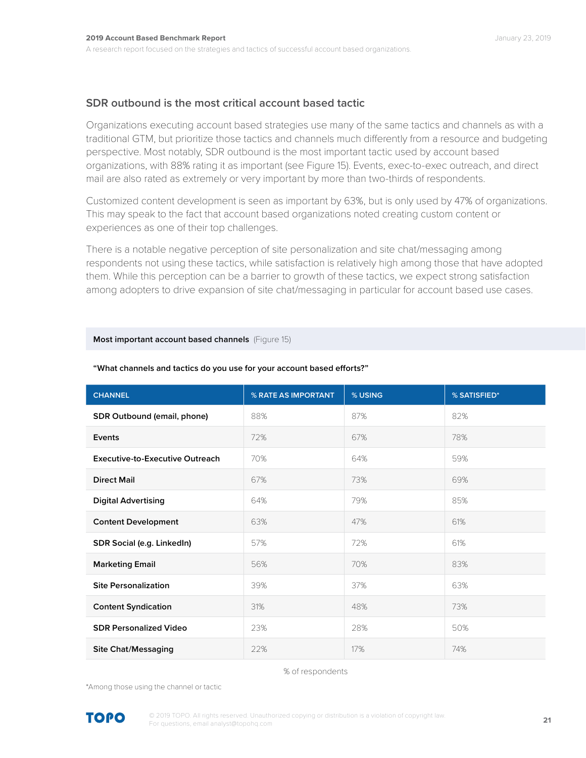## SDR outbound is the most critical account based tactic

Organizations executing account based strategies use many of the same tactics and channels as with a traditional GTM, but prioritize those tactics and channels much differently from a resource and budgeting perspective. Most notably, SDR outbound is the most important tactic used by account based organizations, with 88% rating it as important (see Figure 15). Events, exec-to-exec outreach, and direct mail are also rated as extremely or very important by more than two-thirds of respondents.

Customized content development is seen as important by 63%, but is only used by 47% of organizations. This may speak to the fact that account based organizations noted creating custom content or experiences as one of their top challenges.

There is a notable negative perception of site personalization and site chat/messaging among respondents not using these tactics, while satisfaction is relatively high among those that have adopted them. While this perception can be a barrier to growth of these tactics, we expect strong satisfaction among adopters to drive expansion of site chat/messaging in particular for account based use cases.

**Most important account based channels** (Figure 15)

**"What channels and tactics do you use for your account based efforts?"**

| CHANNEL | % RATE AS IMPORTANT | % USING | % SATISFIED* |
|---|---|---|---|
| **SDR Outbound (email, phone)** | 88% | 87% | 82% |
| **Events** | 72% | 67% | 78% |
| **Executive-to-Executive Outreach** | 70% | 64% | 59% |
| **Direct Mail** | 67% | 73% | 69% |
| **Digital Advertising** | 64% | 79% | 85% |
| **Content Development** | 63% | 47% | 61% |
| **SDR Social (e.g. LinkedIn)** | 57% | 72% | 61% |
| **Marketing Email** | 56% | 70% | 83% |
| **Site Personalization** | 39% | 37% | 63% |
| **Content Syndication** | 31% | 48% | 73% |
| **SDR Personalized Video** | 23% | 28% | 50% |
| **Site Chat/Messaging** | 22% | 17% | 74% |

% of respondents

*Among those using the channel or tactic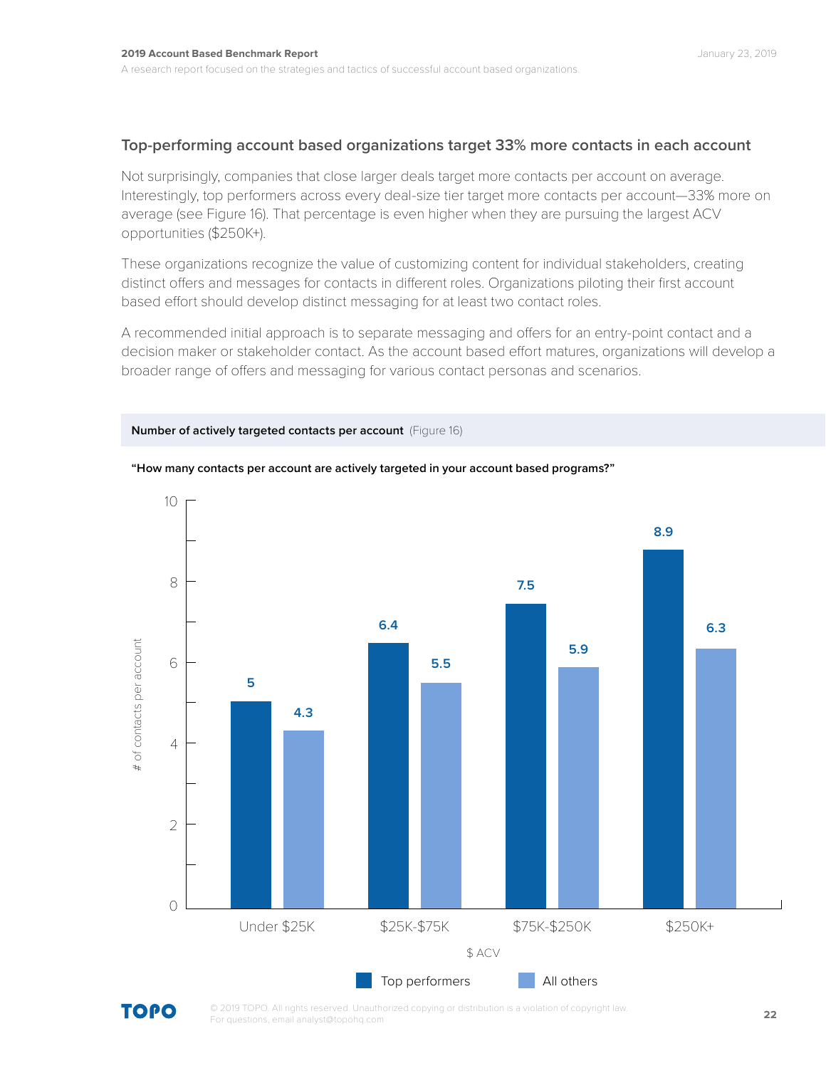## Top-performing account based organizations target 33% more contacts in each account

Not surprisingly, companies that close larger deals target more contacts per account on average. Interestingly, top performers across every deal-size tier target more contacts per account—33% more on average (see Figure 16). That percentage is even higher when they are pursuing the largest ACV opportunities ($250K+).

These organizations recognize the value of customizing content for individual stakeholders, creating distinct offers and messages for contacts in different roles. Organizations piloting their first account based effort should develop distinct messaging for at least two contact roles.

A recommended initial approach is to separate messaging and offers for an entry-point contact and a decision maker or stakeholder contact. As the account based effort matures, organizations will develop a broader range of offers and messaging for various contact personas and scenarios.

**Number of actively targeted contacts per account** (Figure 16)

**"How many contacts per account are actively targeted in your account based programs?"**

| $ ACV | Top performers | All others |
|---|---|---|
| Under $25K | 5 | 4.3 |
| $25K-$75K | 6.4 | 5.5 |
| $75K-$250K | 7.5 | 5.9 |
| $250K+ | 8.9 | 6.3 |

Y-axis: # of contacts per account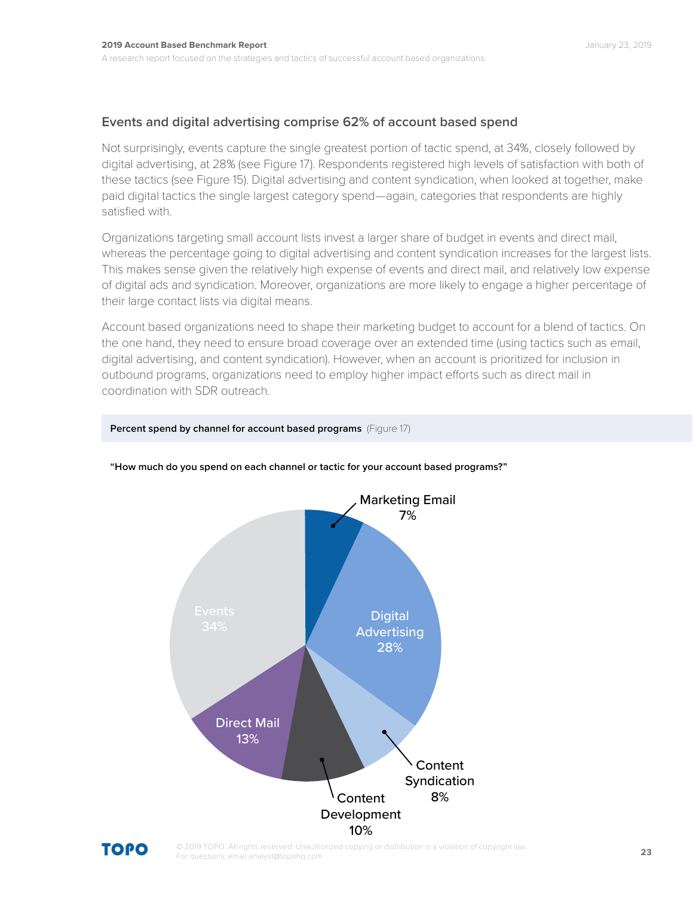## Events and digital advertising comprise 62% of account based spend

Not surprisingly, events capture the single greatest portion of tactic spend, at 34%, closely followed by digital advertising, at 28% (see Figure 17). Respondents registered high levels of satisfaction with both of these tactics (see Figure 15). Digital advertising and content syndication, when looked at together, make paid digital tactics the single largest category spend—again, categories that respondents are highly satisfied with.

Organizations targeting small account lists invest a larger share of budget in events and direct mail, whereas the percentage going to digital advertising and content syndication increases for the largest lists. This makes sense given the relatively high expense of events and direct mail, and relatively low expense of digital ads and syndication. Moreover, organizations are more likely to engage a higher percentage of their large contact lists via digital means.

Account based organizations need to shape their marketing budget to account for a blend of tactics. On the one hand, they need to ensure broad coverage over an extended time (using tactics such as email, digital advertising, and content syndication). However, when an account is prioritized for inclusion in outbound programs, organizations need to employ higher impact efforts such as direct mail in coordination with SDR outreach.

**Percent spend by channel for account based programs** (Figure 17)

**"How much do you spend on each channel or tactic for your account based programs?"**

| Channel | Percent |
|---|---|
| Events | 34% |
| Digital Advertising | 28% |
| Direct Mail | 13% |
| Content Development | 10% |
| Content Syndication | 8% |
| Marketing Email | 7% |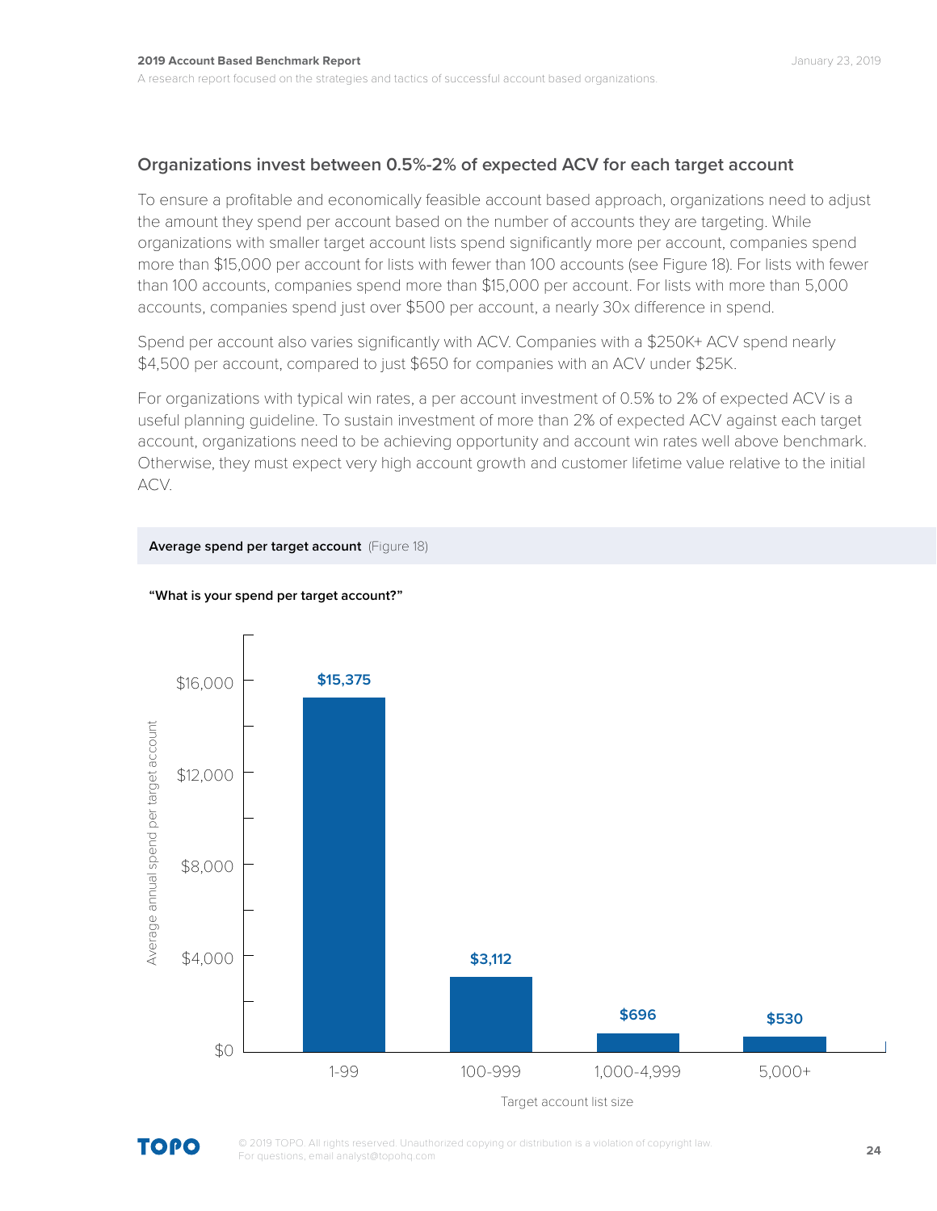## Organizations invest between 0.5%-2% of expected ACV for each target account

To ensure a profitable and economically feasible account based approach, organizations need to adjust the amount they spend per account based on the number of accounts they are targeting. While organizations with smaller target account lists spend significantly more per account, companies spend more than $15,000 per account for lists with fewer than 100 accounts (see Figure 18). For lists with fewer than 100 accounts, companies spend more than $15,000 per account. For lists with more than 5,000 accounts, companies spend just over $500 per account, a nearly 30x difference in spend.

Spend per account also varies significantly with ACV. Companies with a $250K+ ACV spend nearly $4,500 per account, compared to just $650 for companies with an ACV under $25K.

For organizations with typical win rates, a per account investment of 0.5% to 2% of expected ACV is a useful planning guideline. To sustain investment of more than 2% of expected ACV against each target account, organizations need to be achieving opportunity and account win rates well above benchmark. Otherwise, they must expect very high account growth and customer lifetime value relative to the initial ACV.

**Average spend per target account** (Figure 18)

**"What is your spend per target account?"**

| Target account list size | Average annual spend per target account |
|---|---|
| 1-99 | $15,375 |
| 100-999 | $3,112 |
| 1,000-4,999 | $696 |
| 5,000+ | $530 |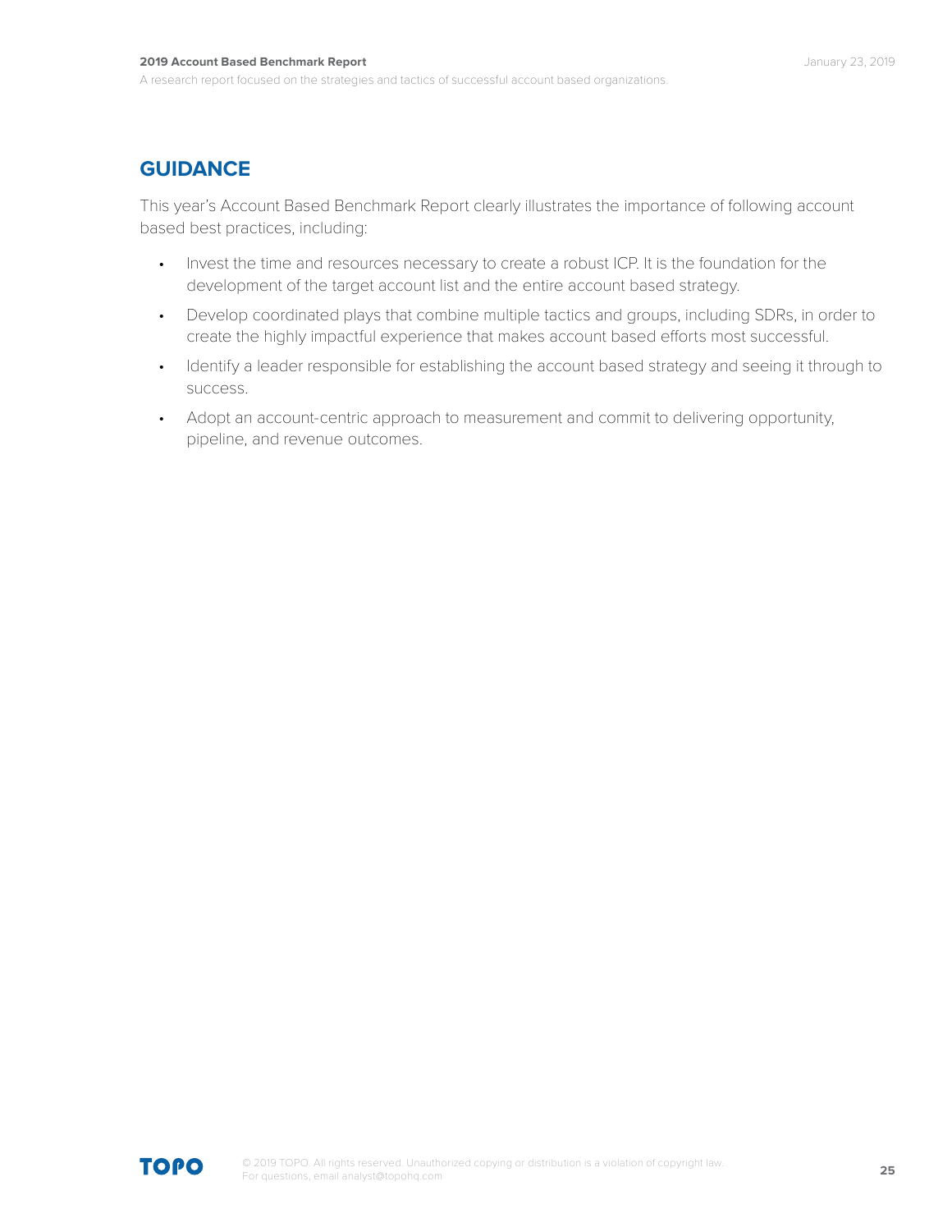## GUIDANCE

This year's Account Based Benchmark Report clearly illustrates the importance of following account based best practices, including:

- Invest the time and resources necessary to create a robust ICP. It is the foundation for the development of the target account list and the entire account based strategy.
- Develop coordinated plays that combine multiple tactics and groups, including SDRs, in order to create the highly impactful experience that makes account based efforts most successful.
- Identify a leader responsible for establishing the account based strategy and seeing it through to success.
- Adopt an account-centric approach to measurement and commit to delivering opportunity, pipeline, and revenue outcomes.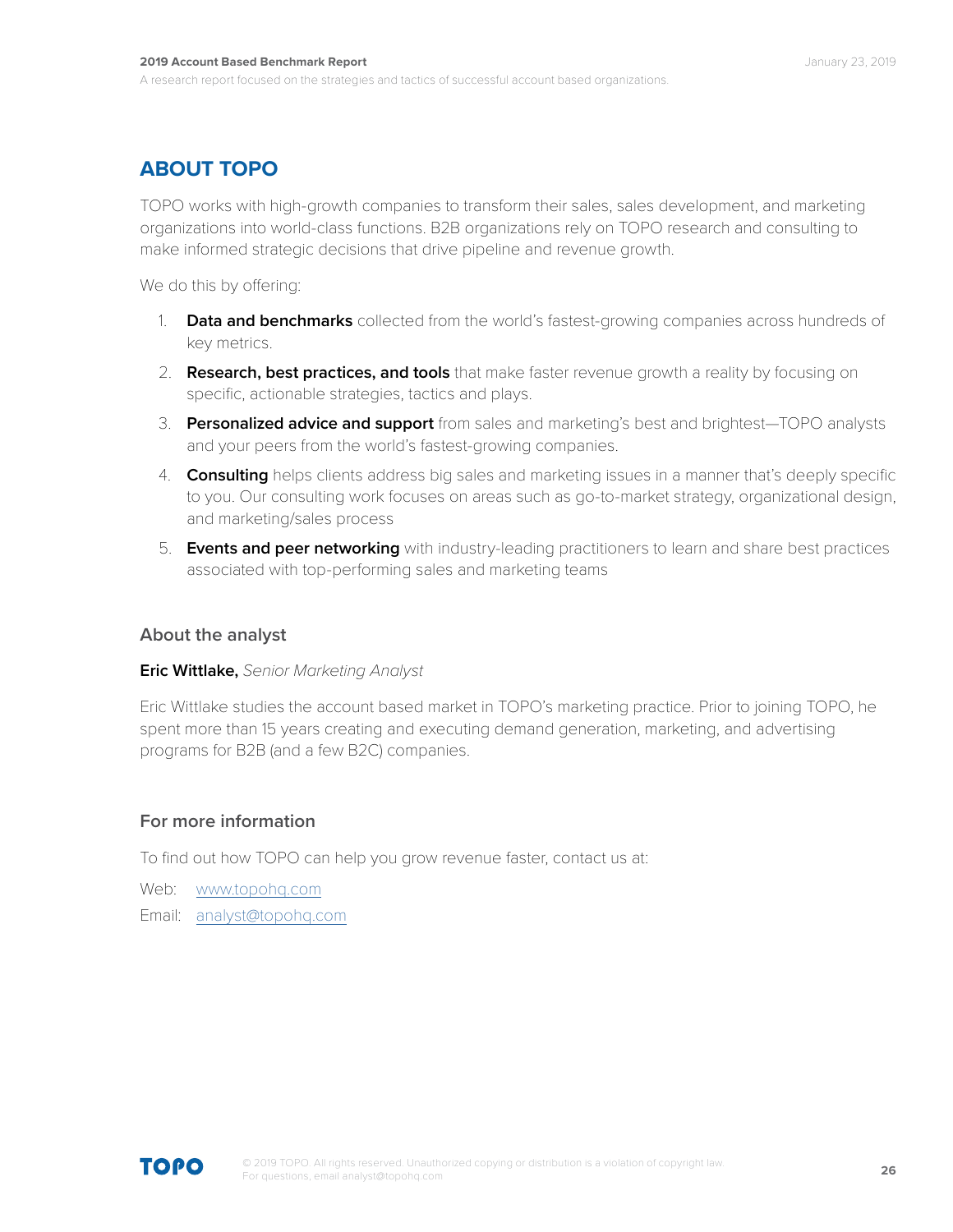## ABOUT TOPO

TOPO works with high-growth companies to transform their sales, sales development, and marketing organizations into world-class functions. B2B organizations rely on TOPO research and consulting to make informed strategic decisions that drive pipeline and revenue growth.

We do this by offering:

1. **Data and benchmarks** collected from the world's fastest-growing companies across hundreds of key metrics.
2. **Research, best practices, and tools** that make faster revenue growth a reality by focusing on specific, actionable strategies, tactics and plays.
3. **Personalized advice and support** from sales and marketing's best and brightest—TOPO analysts and your peers from the world's fastest-growing companies.
4. **Consulting** helps clients address big sales and marketing issues in a manner that's deeply specific to you. Our consulting work focuses on areas such as go-to-market strategy, organizational design, and marketing/sales process
5. **Events and peer networking** with industry-leading practitioners to learn and share best practices associated with top-performing sales and marketing teams

### About the analyst

**Eric Wittlake,** *Senior Marketing Analyst*

Eric Wittlake studies the account based market in TOPO's marketing practice. Prior to joining TOPO, he spent more than 15 years creating and executing demand generation, marketing, and advertising programs for B2B (and a few B2C) companies.

### For more information

To find out how TOPO can help you grow revenue faster, contact us at:

Web: www.topohq.com

Email: analyst@topohq.com